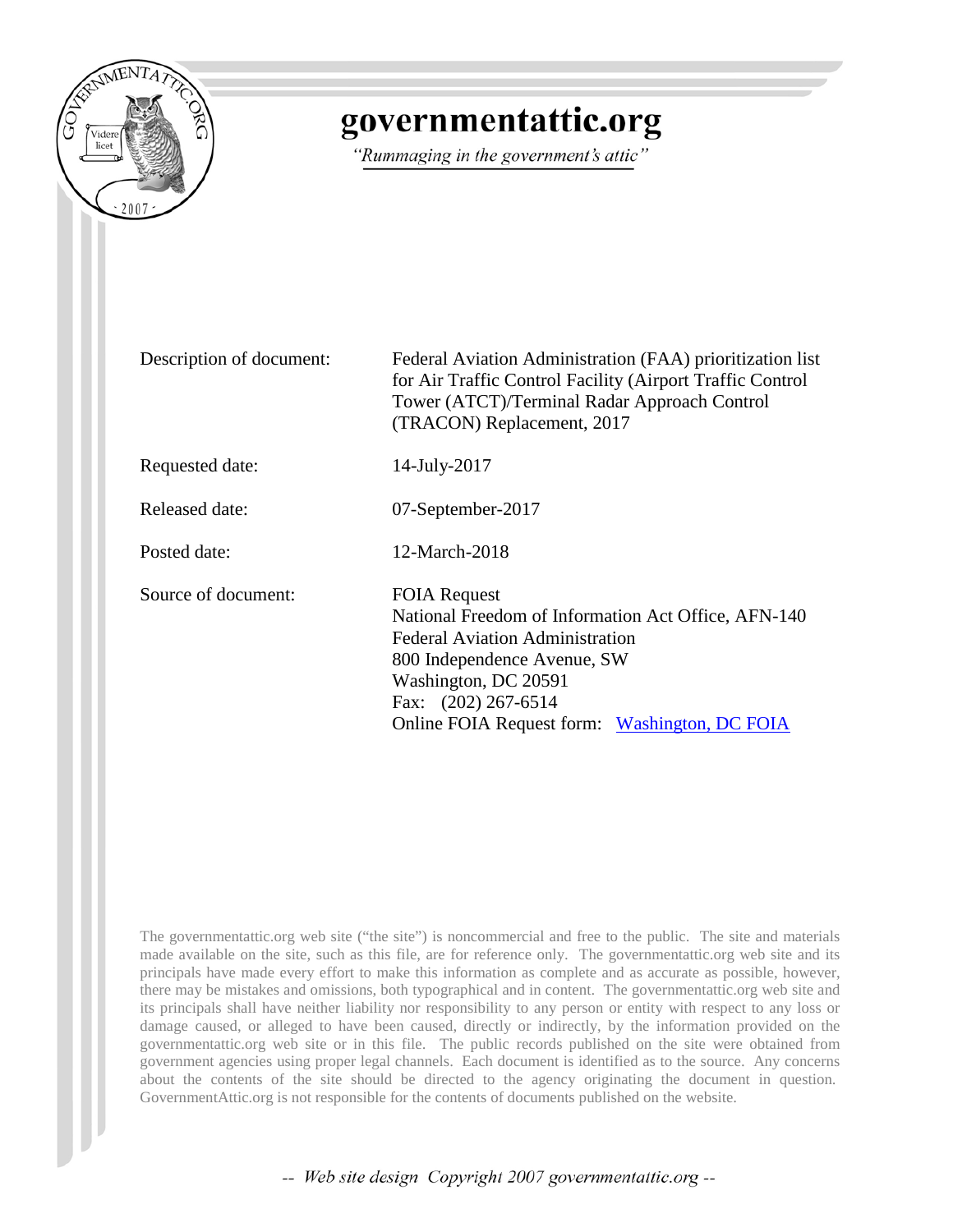# governmentattic.org

*"Rummaging in the government's attic"*

| | |
|---|---|
| Description of document: | Federal Aviation Administration (FAA) prioritization list for Air Traffic Control Facility (Airport Traffic Control Tower (ATCT)/Terminal Radar Approach Control (TRACON) Replacement, 2017 |
| Requested date: | 14-July-2017 |
| Released date: | 07-September-2017 |
| Posted date: | 12-March-2018 |
| Source of document: | FOIA Request<br>National Freedom of Information Act Office, AFN-140<br>Federal Aviation Administration<br>800 Independence Avenue, SW<br>Washington, DC 20591<br>Fax: (202) 267-6514<br>Online FOIA Request form: Washington, DC FOIA |

The governmentattic.org web site ("the site") is noncommercial and free to the public. The site and materials made available on the site, such as this file, are for reference only. The governmentattic.org web site and its principals have made every effort to make this information as complete and as accurate as possible, however, there may be mistakes and omissions, both typographical and in content. The governmentattic.org web site and its principals shall have neither liability nor responsibility to any person or entity with respect to any loss or damage caused, or alleged to have been caused, directly or indirectly, by the information provided on the governmentattic.org web site or in this file. The public records published on the site were obtained from government agencies using proper legal channels. Each document is identified as to the source. Any concerns about the contents of the site should be directed to the agency originating the document in question. GovernmentAttic.org is not responsible for the contents of documents published on the website.

*-- Web site design Copyright 2007 governmentattic.org --*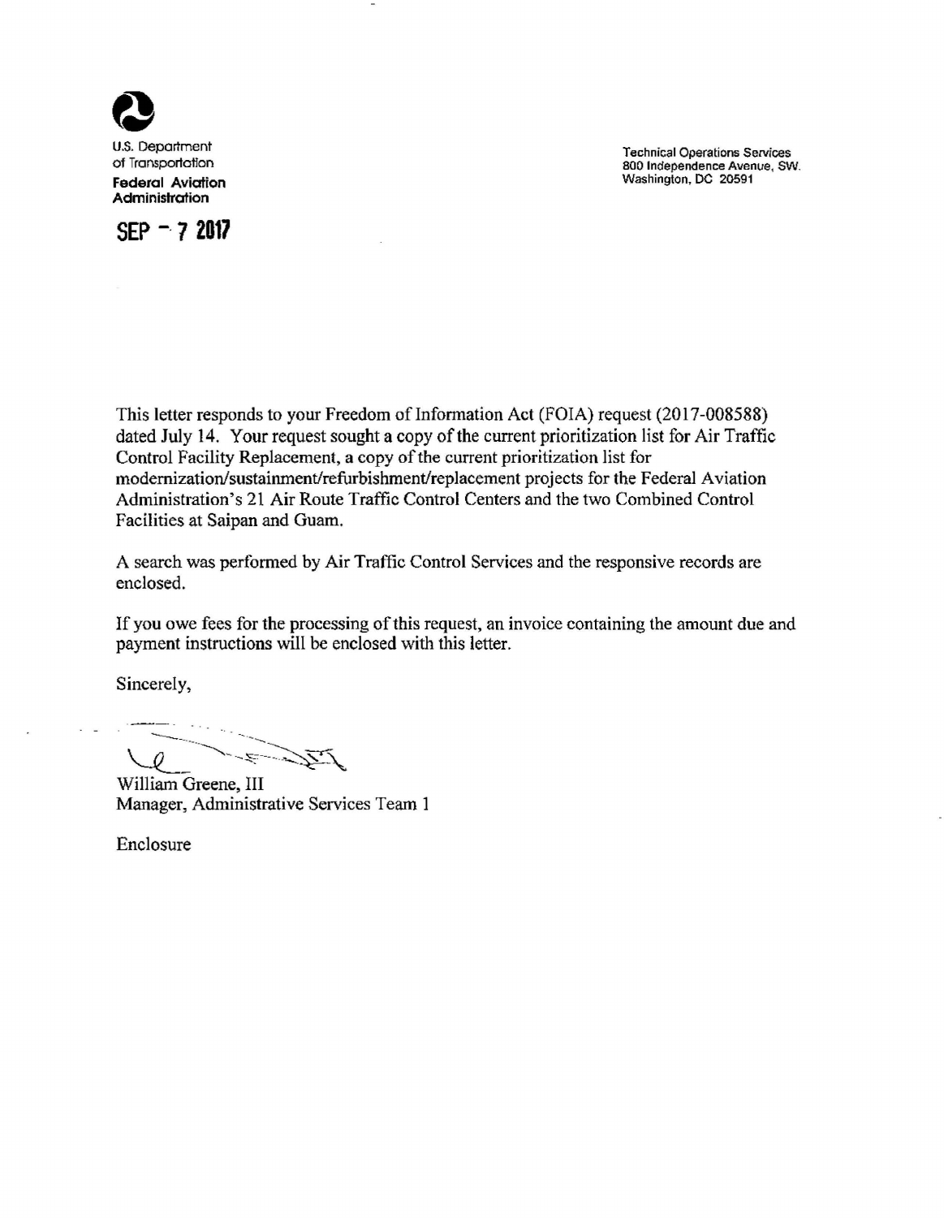U.S. Department of Transportation
**Federal Aviation Administration**

Technical Operations Services
800 Independence Avenue, SW.
Washington, DC 20591

SEP - 7 2017

This letter responds to your Freedom of Information Act (FOIA) request (2017-008588) dated July 14. Your request sought a copy of the current prioritization list for Air Traffic Control Facility Replacement, a copy of the current prioritization list for modernization/sustainment/refurbishment/replacement projects for the Federal Aviation Administration's 21 Air Route Traffic Control Centers and the two Combined Control Facilities at Saipan and Guam.

A search was performed by Air Traffic Control Services and the responsive records are enclosed.

If you owe fees for the processing of this request, an invoice containing the amount due and payment instructions will be enclosed with this letter.

Sincerely,

William Greene, III
Manager, Administrative Services Team 1

Enclosure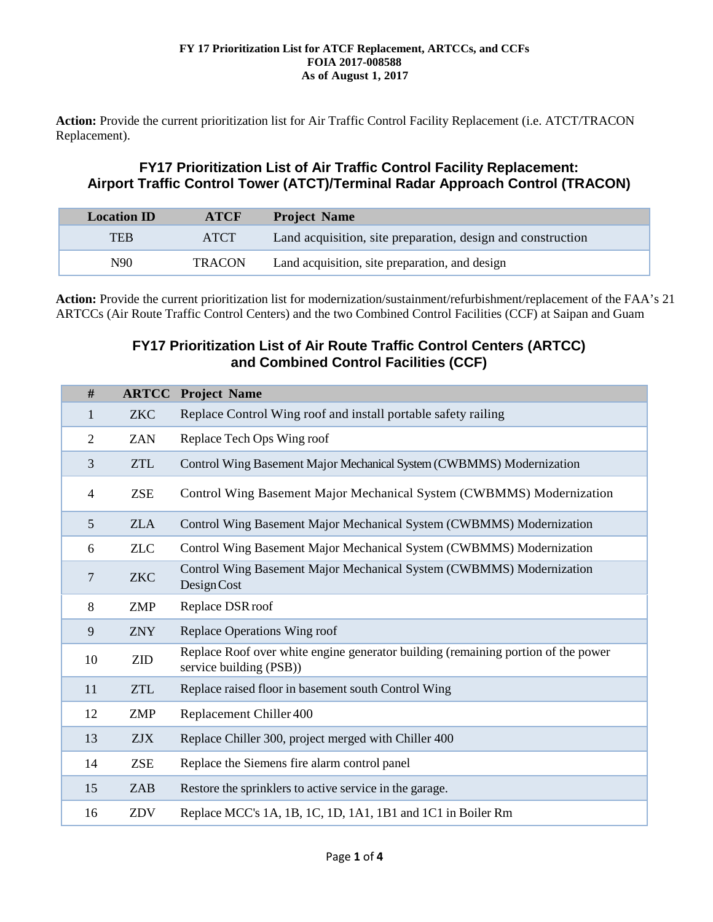**FY 17 Prioritization List for ATCF Replacement, ARTCCs, and CCFs**
**FOIA 2017-008588**
**As of August 1, 2017**

**Action:** Provide the current prioritization list for Air Traffic Control Facility Replacement (i.e. ATCT/TRACON Replacement).

## FY17 Prioritization List of Air Traffic Control Facility Replacement: Airport Traffic Control Tower (ATCT)/Terminal Radar Approach Control (TRACON)

| Location ID | ATCF | Project Name |
|---|---|---|
| TEB | ATCT | Land acquisition, site preparation, design and construction |
| N90 | TRACON | Land acquisition, site preparation, and design |

**Action:** Provide the current prioritization list for modernization/sustainment/refurbishment/replacement of the FAA's 21 ARTCCs (Air Route Traffic Control Centers) and the two Combined Control Facilities (CCF) at Saipan and Guam

## FY17 Prioritization List of Air Route Traffic Control Centers (ARTCC) and Combined Control Facilities (CCF)

| # | ARTCC | Project Name |
|---|---|---|
| 1 | ZKC | Replace Control Wing roof and install portable safety railing |
| 2 | ZAN | Replace Tech Ops Wing roof |
| 3 | ZTL | Control Wing Basement Major Mechanical System (CWBMMS) Modernization |
| 4 | ZSE | Control Wing Basement Major Mechanical System (CWBMMS) Modernization |
| 5 | ZLA | Control Wing Basement Major Mechanical System (CWBMMS) Modernization |
| 6 | ZLC | Control Wing Basement Major Mechanical System (CWBMMS) Modernization |
| 7 | ZKC | Control Wing Basement Major Mechanical System (CWBMMS) Modernization Design Cost |
| 8 | ZMP | Replace DSR roof |
| 9 | ZNY | Replace Operations Wing roof |
| 10 | ZID | Replace Roof over white engine generator building (remaining portion of the power service building (PSB)) |
| 11 | ZTL | Replace raised floor in basement south Control Wing |
| 12 | ZMP | Replacement Chiller 400 |
| 13 | ZJX | Replace Chiller 300, project merged with Chiller 400 |
| 14 | ZSE | Replace the Siemens fire alarm control panel |
| 15 | ZAB | Restore the sprinklers to active service in the garage. |
| 16 | ZDV | Replace MCC's 1A, 1B, 1C, 1D, 1A1, 1B1 and 1C1 in Boiler Rm |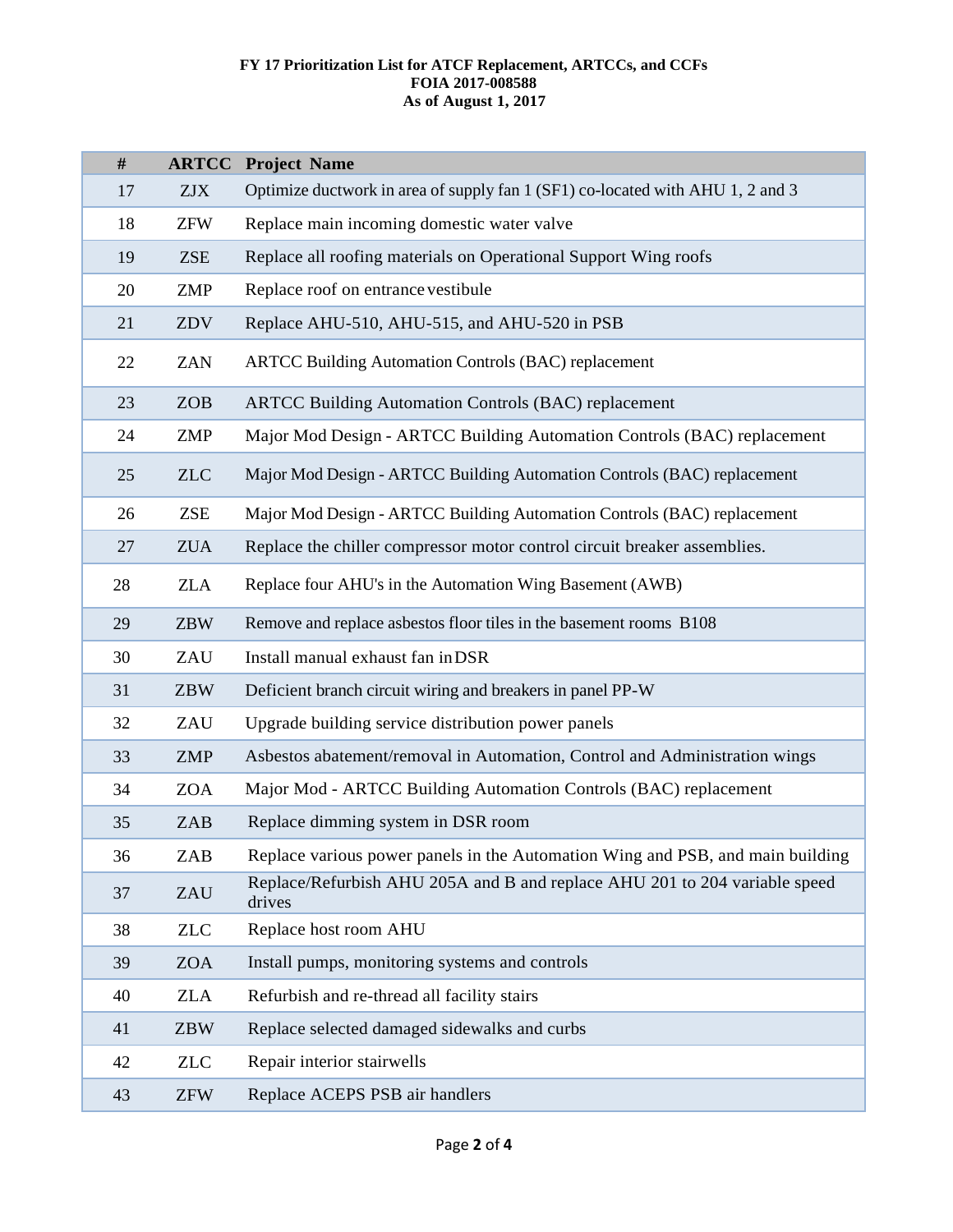**FY 17 Prioritization List for ATCF Replacement, ARTCCs, and CCFs**
**FOIA 2017-008588**
**As of August 1, 2017**

| # | ARTCC | Project Name |
|---|---|---|
| 17 | ZJX | Optimize ductwork in area of supply fan 1 (SF1) co-located with AHU 1, 2 and 3 |
| 18 | ZFW | Replace main incoming domestic water valve |
| 19 | ZSE | Replace all roofing materials on Operational Support Wing roofs |
| 20 | ZMP | Replace roof on entrance vestibule |
| 21 | ZDV | Replace AHU-510, AHU-515, and AHU-520 in PSB |
| 22 | ZAN | ARTCC Building Automation Controls (BAC) replacement |
| 23 | ZOB | ARTCC Building Automation Controls (BAC) replacement |
| 24 | ZMP | Major Mod Design - ARTCC Building Automation Controls (BAC) replacement |
| 25 | ZLC | Major Mod Design - ARTCC Building Automation Controls (BAC) replacement |
| 26 | ZSE | Major Mod Design - ARTCC Building Automation Controls (BAC) replacement |
| 27 | ZUA | Replace the chiller compressor motor control circuit breaker assemblies. |
| 28 | ZLA | Replace four AHU's in the Automation Wing Basement (AWB) |
| 29 | ZBW | Remove and replace asbestos floor tiles in the basement rooms B108 |
| 30 | ZAU | Install manual exhaust fan in DSR |
| 31 | ZBW | Deficient branch circuit wiring and breakers in panel PP-W |
| 32 | ZAU | Upgrade building service distribution power panels |
| 33 | ZMP | Asbestos abatement/removal in Automation, Control and Administration wings |
| 34 | ZOA | Major Mod - ARTCC Building Automation Controls (BAC) replacement |
| 35 | ZAB | Replace dimming system in DSR room |
| 36 | ZAB | Replace various power panels in the Automation Wing and PSB, and main building |
| 37 | ZAU | Replace/Refurbish AHU 205A and B and replace AHU 201 to 204 variable speed drives |
| 38 | ZLC | Replace host room AHU |
| 39 | ZOA | Install pumps, monitoring systems and controls |
| 40 | ZLA | Refurbish and re-thread all facility stairs |
| 41 | ZBW | Replace selected damaged sidewalks and curbs |
| 42 | ZLC | Repair interior stairwells |
| 43 | ZFW | Replace ACEPS PSB air handlers |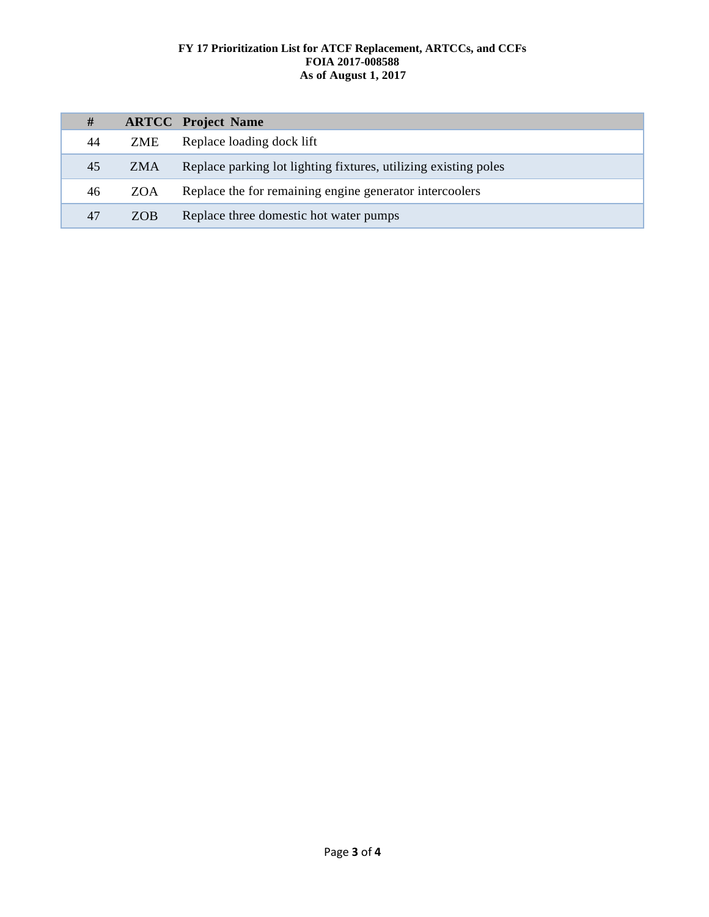**FY 17 Prioritization List for ATCF Replacement, ARTCCs, and CCFs**
**FOIA 2017-008588**
**As of August 1, 2017**

| # | ARTCC | Project Name |
|---|---|---|
| 44 | ZME | Replace loading dock lift |
| 45 | ZMA | Replace parking lot lighting fixtures, utilizing existing poles |
| 46 | ZOA | Replace the for remaining engine generator intercoolers |
| 47 | ZOB | Replace three domestic hot water pumps |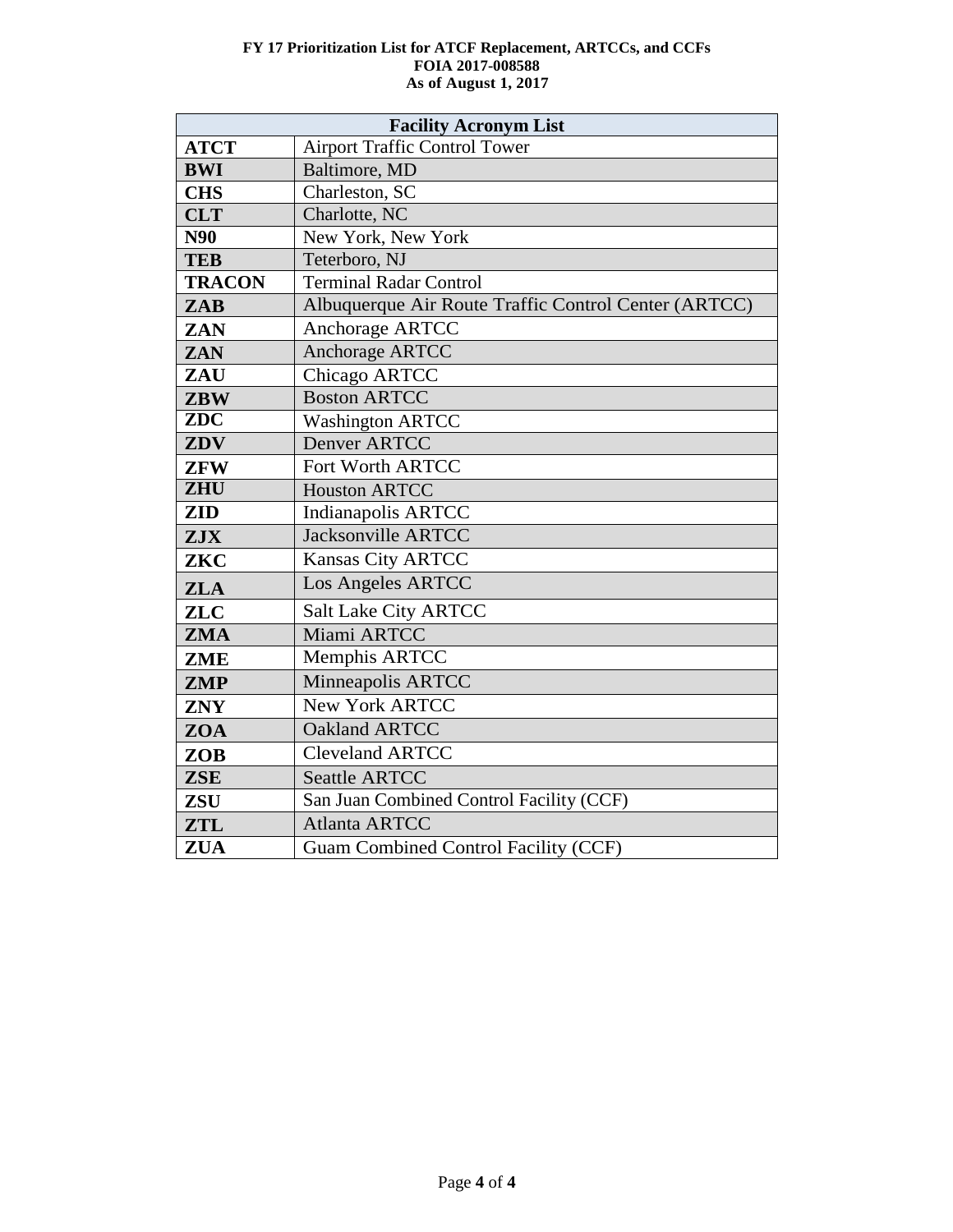**FY 17 Prioritization List for ATCF Replacement, ARTCCs, and CCFs**
**FOIA 2017-008588**
**As of August 1, 2017**

| Facility Acronym List | |
|---|---|
| **ATCT** | Airport Traffic Control Tower |
| **BWI** | Baltimore, MD |
| **CHS** | Charleston, SC |
| **CLT** | Charlotte, NC |
| **N90** | New York, New York |
| **TEB** | Teterboro, NJ |
| **TRACON** | Terminal Radar Control |
| **ZAB** | Albuquerque Air Route Traffic Control Center (ARTCC) |
| **ZAN** | Anchorage ARTCC |
| **ZAN** | Anchorage ARTCC |
| **ZAU** | Chicago ARTCC |
| **ZBW** | Boston ARTCC |
| **ZDC** | Washington ARTCC |
| **ZDV** | Denver ARTCC |
| **ZFW** | Fort Worth ARTCC |
| **ZHU** | Houston ARTCC |
| **ZID** | Indianapolis ARTCC |
| **ZJX** | Jacksonville ARTCC |
| **ZKC** | Kansas City ARTCC |
| **ZLA** | Los Angeles ARTCC |
| **ZLC** | Salt Lake City ARTCC |
| **ZMA** | Miami ARTCC |
| **ZME** | Memphis ARTCC |
| **ZMP** | Minneapolis ARTCC |
| **ZNY** | New York ARTCC |
| **ZOA** | Oakland ARTCC |
| **ZOB** | Cleveland ARTCC |
| **ZSE** | Seattle ARTCC |
| **ZSU** | San Juan Combined Control Facility (CCF) |
| **ZTL** | Atlanta ARTCC |
| **ZUA** | Guam Combined Control Facility (CCF) |